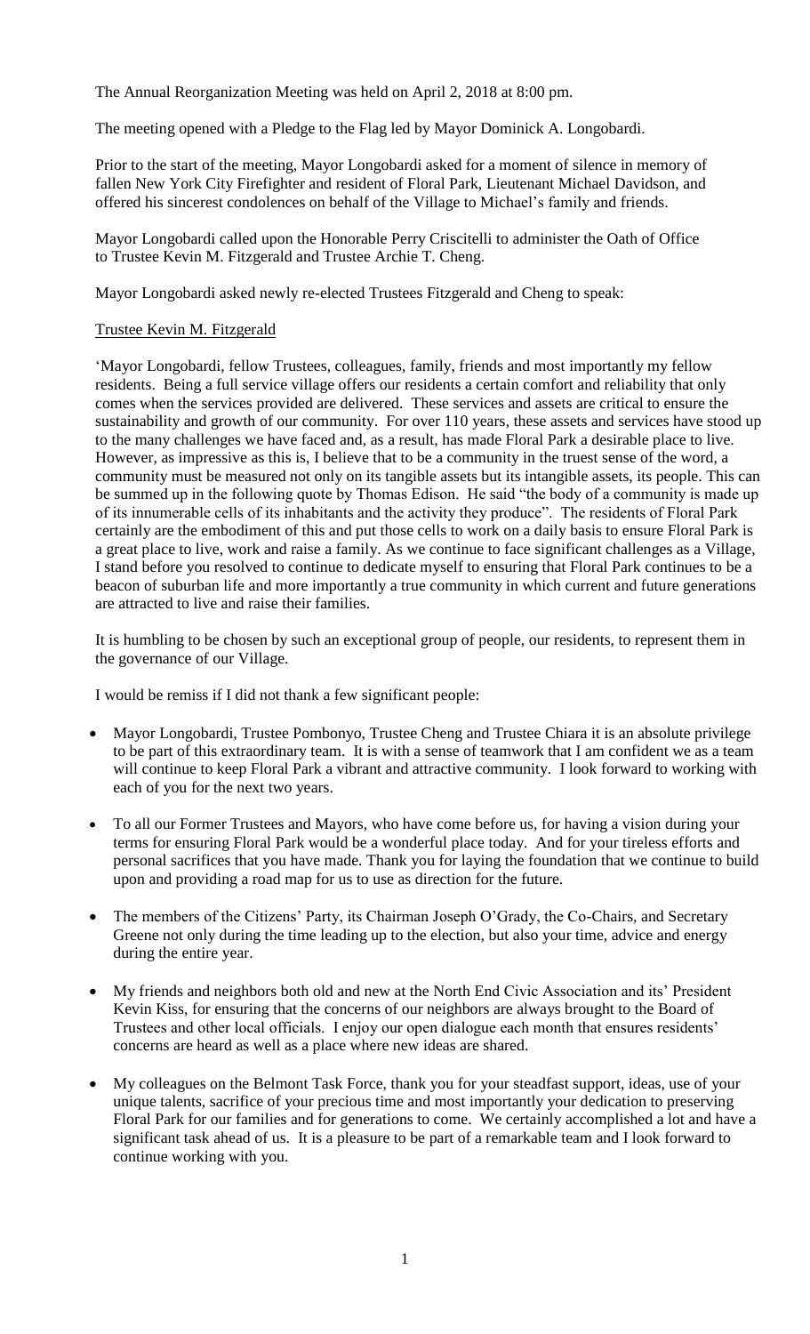The Annual Reorganization Meeting was held on April 2, 2018 at 8:00 pm.

The meeting opened with a Pledge to the Flag led by Mayor Dominick A. Longobardi.

Prior to the start of the meeting, Mayor Longobardi asked for a moment of silence in memory of fallen New York City Firefighter and resident of Floral Park, Lieutenant Michael Davidson, and offered his sincerest condolences on behalf of the Village to Michael's family and friends.

Mayor Longobardi called upon the Honorable Perry Criscitelli to administer the Oath of Office to Trustee Kevin M. Fitzgerald and Trustee Archie T. Cheng.

Mayor Longobardi asked newly re-elected Trustees Fitzgerald and Cheng to speak:

Trustee Kevin M. Fitzgerald

'Mayor Longobardi, fellow Trustees, colleagues, family, friends and most importantly my fellow residents. Being a full service village offers our residents a certain comfort and reliability that only comes when the services provided are delivered. These services and assets are critical to ensure the sustainability and growth of our community. For over 110 years, these assets and services have stood up to the many challenges we have faced and, as a result, has made Floral Park a desirable place to live. However, as impressive as this is, I believe that to be a community in the truest sense of the word, a community must be measured not only on its tangible assets but its intangible assets, its people. This can be summed up in the following quote by Thomas Edison. He said "the body of a community is made up of its innumerable cells of its inhabitants and the activity they produce". The residents of Floral Park certainly are the embodiment of this and put those cells to work on a daily basis to ensure Floral Park is a great place to live, work and raise a family. As we continue to face significant challenges as a Village, I stand before you resolved to continue to dedicate myself to ensuring that Floral Park continues to be a beacon of suburban life and more importantly a true community in which current and future generations are attracted to live and raise their families.

It is humbling to be chosen by such an exceptional group of people, our residents, to represent them in the governance of our Village.

I would be remiss if I did not thank a few significant people:

- Mayor Longobardi, Trustee Pombonyo, Trustee Cheng and Trustee Chiara it is an absolute privilege to be part of this extraordinary team. It is with a sense of teamwork that I am confident we as a team will continue to keep Floral Park a vibrant and attractive community. I look forward to working with each of you for the next two years.
- To all our Former Trustees and Mayors, who have come before us, for having a vision during your terms for ensuring Floral Park would be a wonderful place today. And for your tireless efforts and personal sacrifices that you have made. Thank you for laying the foundation that we continue to build upon and providing a road map for us to use as direction for the future.
- The members of the Citizens' Party, its Chairman Joseph O'Grady, the Co-Chairs, and Secretary Greene not only during the time leading up to the election, but also your time, advice and energy during the entire year.
- My friends and neighbors both old and new at the North End Civic Association and its' President Kevin Kiss, for ensuring that the concerns of our neighbors are always brought to the Board of Trustees and other local officials. I enjoy our open dialogue each month that ensures residents' concerns are heard as well as a place where new ideas are shared.
- My colleagues on the Belmont Task Force, thank you for your steadfast support, ideas, use of your unique talents, sacrifice of your precious time and most importantly your dedication to preserving Floral Park for our families and for generations to come. We certainly accomplished a lot and have a significant task ahead of us. It is a pleasure to be part of a remarkable team and I look forward to continue working with you.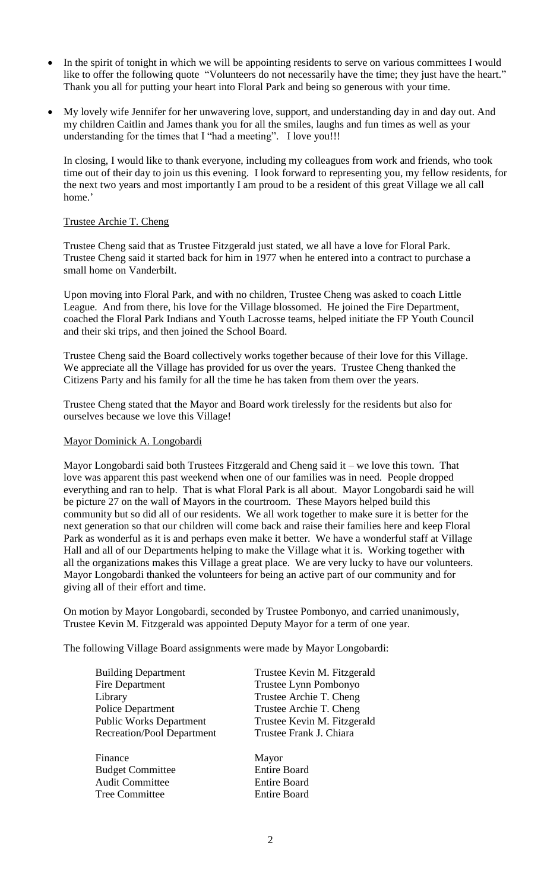- In the spirit of tonight in which we will be appointing residents to serve on various committees I would like to offer the following quote "Volunteers do not necessarily have the time; they just have the heart." Thank you all for putting your heart into Floral Park and being so generous with your time.

- My lovely wife Jennifer for her unwavering love, support, and understanding day in and day out. And my children Caitlin and James thank you for all the smiles, laughs and fun times as well as your understanding for the times that I "had a meeting". I love you!!!

  In closing, I would like to thank everyone, including my colleagues from work and friends, who took time out of their day to join us this evening. I look forward to representing you, my fellow residents, for the next two years and most importantly I am proud to be a resident of this great Village we all call home.'

Trustee Archie T. Cheng

Trustee Cheng said that as Trustee Fitzgerald just stated, we all have a love for Floral Park. Trustee Cheng said it started back for him in 1977 when he entered into a contract to purchase a small home on Vanderbilt.

Upon moving into Floral Park, and with no children, Trustee Cheng was asked to coach Little League. And from there, his love for the Village blossomed. He joined the Fire Department, coached the Floral Park Indians and Youth Lacrosse teams, helped initiate the FP Youth Council and their ski trips, and then joined the School Board.

Trustee Cheng said the Board collectively works together because of their love for this Village. We appreciate all the Village has provided for us over the years. Trustee Cheng thanked the Citizens Party and his family for all the time he has taken from them over the years.

Trustee Cheng stated that the Mayor and Board work tirelessly for the residents but also for ourselves because we love this Village!

Mayor Dominick A. Longobardi

Mayor Longobardi said both Trustees Fitzgerald and Cheng said it – we love this town. That love was apparent this past weekend when one of our families was in need. People dropped everything and ran to help. That is what Floral Park is all about. Mayor Longobardi said he will be picture 27 on the wall of Mayors in the courtroom. These Mayors helped build this community but so did all of our residents. We all work together to make sure it is better for the next generation so that our children will come back and raise their families here and keep Floral Park as wonderful as it is and perhaps even make it better. We have a wonderful staff at Village Hall and all of our Departments helping to make the Village what it is. Working together with all the organizations makes this Village a great place. We are very lucky to have our volunteers. Mayor Longobardi thanked the volunteers for being an active part of our community and for giving all of their effort and time.

On motion by Mayor Longobardi, seconded by Trustee Pombonyo, and carried unanimously, Trustee Kevin M. Fitzgerald was appointed Deputy Mayor for a term of one year.

The following Village Board assignments were made by Mayor Longobardi:

| | |
|---|---|
| Building Department | Trustee Kevin M. Fitzgerald |
| Fire Department | Trustee Lynn Pombonyo |
| Library | Trustee Archie T. Cheng |
| Police Department | Trustee Archie T. Cheng |
| Public Works Department | Trustee Kevin M. Fitzgerald |
| Recreation/Pool Department | Trustee Frank J. Chiara |
| Finance | Mayor |
| Budget Committee | Entire Board |
| Audit Committee | Entire Board |
| Tree Committee | Entire Board |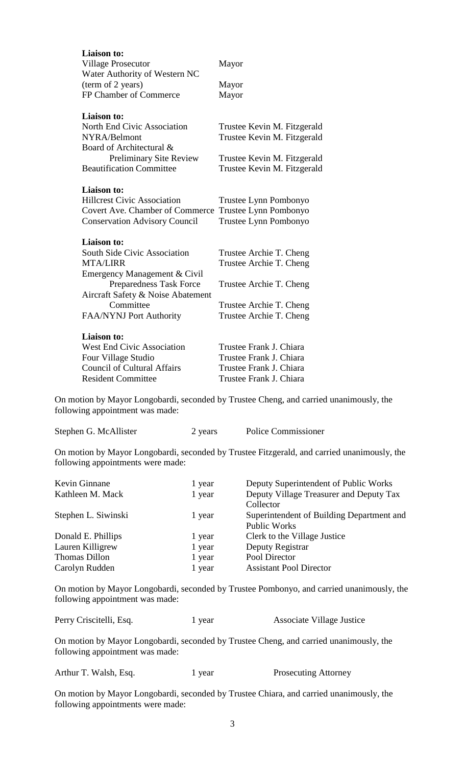**Liaison to:**

| | |
|---|---|
| Village Prosecutor | Mayor |
| Water Authority of Western NC (term of 2 years) | Mayor |
| FP Chamber of Commerce | Mayor |

**Liaison to:**

| | |
|---|---|
| North End Civic Association | Trustee Kevin M. Fitzgerald |
| NYRA/Belmont | Trustee Kevin M. Fitzgerald |
| Board of Architectural & Preliminary Site Review | Trustee Kevin M. Fitzgerald |
| Beautification Committee | Trustee Kevin M. Fitzgerald |

**Liaison to:**

| | |
|---|---|
| Hillcrest Civic Association | Trustee Lynn Pombonyo |
| Covert Ave. Chamber of Commerce | Trustee Lynn Pombonyo |
| Conservation Advisory Council | Trustee Lynn Pombonyo |

**Liaison to:**

| | |
|---|---|
| South Side Civic Association | Trustee Archie T. Cheng |
| MTA/LIRR | Trustee Archie T. Cheng |
| Emergency Management & Civil Preparedness Task Force | Trustee Archie T. Cheng |
| Aircraft Safety & Noise Abatement Committee | Trustee Archie T. Cheng |
| FAA/NYNJ Port Authority | Trustee Archie T. Cheng |

**Liaison to:**

| | |
|---|---|
| West End Civic Association | Trustee Frank J. Chiara |
| Four Village Studio | Trustee Frank J. Chiara |
| Council of Cultural Affairs | Trustee Frank J. Chiara |
| Resident Committee | Trustee Frank J. Chiara |

On motion by Mayor Longobardi, seconded by Trustee Cheng, and carried unanimously, the following appointment was made:

| | | |
|---|---|---|
| Stephen G. McAllister | 2 years | Police Commissioner |

On motion by Mayor Longobardi, seconded by Trustee Fitzgerald, and carried unanimously, the following appointments were made:

| | | |
|---|---|---|
| Kevin Ginnane | 1 year | Deputy Superintendent of Public Works |
| Kathleen M. Mack | 1 year | Deputy Village Treasurer and Deputy Tax Collector |
| Stephen L. Siwinski | 1 year | Superintendent of Building Department and Public Works |
| Donald E. Phillips | 1 year | Clerk to the Village Justice |
| Lauren Killigrew | 1 year | Deputy Registrar |
| Thomas Dillon | 1 year | Pool Director |
| Carolyn Rudden | 1 year | Assistant Pool Director |

On motion by Mayor Longobardi, seconded by Trustee Pombonyo, and carried unanimously, the following appointment was made:

| | | |
|---|---|---|
| Perry Criscitelli, Esq. | 1 year | Associate Village Justice |

On motion by Mayor Longobardi, seconded by Trustee Cheng, and carried unanimously, the following appointment was made:

| | | |
|---|---|---|
| Arthur T. Walsh, Esq. | 1 year | Prosecuting Attorney |

On motion by Mayor Longobardi, seconded by Trustee Chiara, and carried unanimously, the following appointments were made: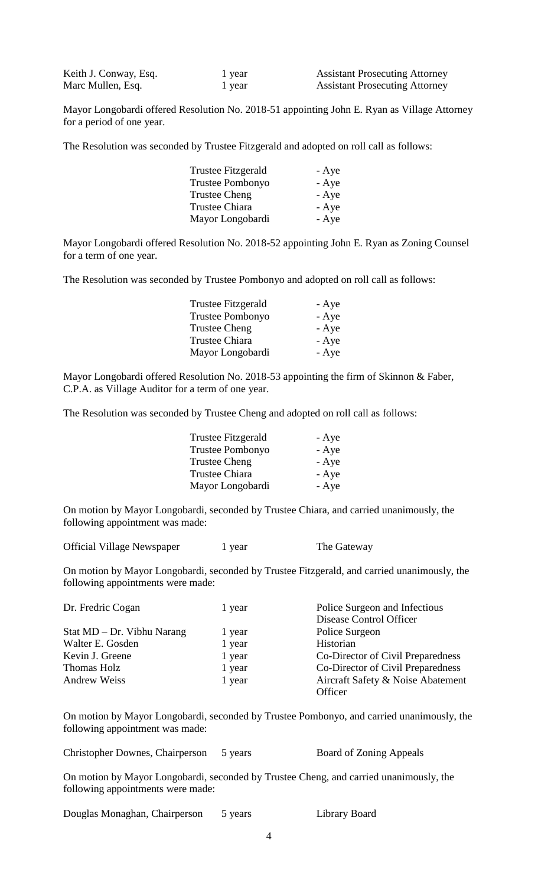| | | |
|---|---|---|
| Keith J. Conway, Esq. | 1 year | Assistant Prosecuting Attorney |
| Marc Mullen, Esq. | 1 year | Assistant Prosecuting Attorney |

Mayor Longobardi offered Resolution No. 2018-51 appointing John E. Ryan as Village Attorney for a period of one year.

The Resolution was seconded by Trustee Fitzgerald and adopted on roll call as follows:

| | |
|---|---|
| Trustee Fitzgerald | - Aye |
| Trustee Pombonyo | - Aye |
| Trustee Cheng | - Aye |
| Trustee Chiara | - Aye |
| Mayor Longobardi | - Aye |

Mayor Longobardi offered Resolution No. 2018-52 appointing John E. Ryan as Zoning Counsel for a term of one year.

The Resolution was seconded by Trustee Pombonyo and adopted on roll call as follows:

| | |
|---|---|
| Trustee Fitzgerald | - Aye |
| Trustee Pombonyo | - Aye |
| Trustee Cheng | - Aye |
| Trustee Chiara | - Aye |
| Mayor Longobardi | - Aye |

Mayor Longobardi offered Resolution No. 2018-53 appointing the firm of Skinnon & Faber, C.P.A. as Village Auditor for a term of one year.

The Resolution was seconded by Trustee Cheng and adopted on roll call as follows:

| | |
|---|---|
| Trustee Fitzgerald | - Aye |
| Trustee Pombonyo | - Aye |
| Trustee Cheng | - Aye |
| Trustee Chiara | - Aye |
| Mayor Longobardi | - Aye |

On motion by Mayor Longobardi, seconded by Trustee Chiara, and carried unanimously, the following appointment was made:

| | | |
|---|---|---|
| Official Village Newspaper | 1 year | The Gateway |

On motion by Mayor Longobardi, seconded by Trustee Fitzgerald, and carried unanimously, the following appointments were made:

| | | |
|---|---|---|
| Dr. Fredric Cogan | 1 year | Police Surgeon and Infectious Disease Control Officer |
| Stat MD – Dr. Vibhu Narang | 1 year | Police Surgeon |
| Walter E. Gosden | 1 year | Historian |
| Kevin J. Greene | 1 year | Co-Director of Civil Preparedness |
| Thomas Holz | 1 year | Co-Director of Civil Preparedness |
| Andrew Weiss | 1 year | Aircraft Safety & Noise Abatement Officer |

On motion by Mayor Longobardi, seconded by Trustee Pombonyo, and carried unanimously, the following appointment was made:

| | | |
|---|---|---|
| Christopher Downes, Chairperson | 5 years | Board of Zoning Appeals |

On motion by Mayor Longobardi, seconded by Trustee Cheng, and carried unanimously, the following appointments were made:

| | | |
|---|---|---|
| Douglas Monaghan, Chairperson | 5 years | Library Board |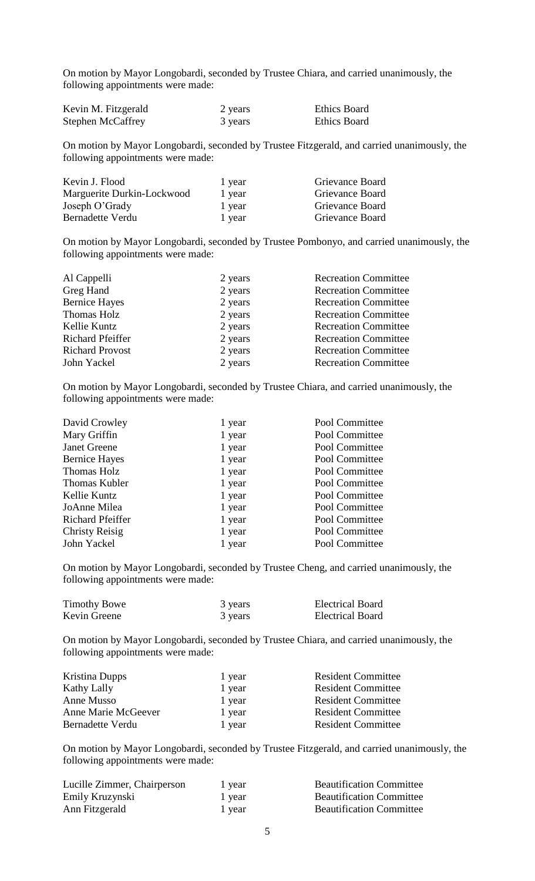On motion by Mayor Longobardi, seconded by Trustee Chiara, and carried unanimously, the following appointments were made:

| | | |
|---|---|---|
| Kevin M. Fitzgerald | 2 years | Ethics Board |
| Stephen McCaffrey | 3 years | Ethics Board |

On motion by Mayor Longobardi, seconded by Trustee Fitzgerald, and carried unanimously, the following appointments were made:

| | | |
|---|---|---|
| Kevin J. Flood | 1 year | Grievance Board |
| Marguerite Durkin-Lockwood | 1 year | Grievance Board |
| Joseph O'Grady | 1 year | Grievance Board |
| Bernadette Verdu | 1 year | Grievance Board |

On motion by Mayor Longobardi, seconded by Trustee Pombonyo, and carried unanimously, the following appointments were made:

| | | |
|---|---|---|
| Al Cappelli | 2 years | Recreation Committee |
| Greg Hand | 2 years | Recreation Committee |
| Bernice Hayes | 2 years | Recreation Committee |
| Thomas Holz | 2 years | Recreation Committee |
| Kellie Kuntz | 2 years | Recreation Committee |
| Richard Pfeiffer | 2 years | Recreation Committee |
| Richard Provost | 2 years | Recreation Committee |
| John Yackel | 2 years | Recreation Committee |

On motion by Mayor Longobardi, seconded by Trustee Chiara, and carried unanimously, the following appointments were made:

| | | |
|---|---|---|
| David Crowley | 1 year | Pool Committee |
| Mary Griffin | 1 year | Pool Committee |
| Janet Greene | 1 year | Pool Committee |
| Bernice Hayes | 1 year | Pool Committee |
| Thomas Holz | 1 year | Pool Committee |
| Thomas Kubler | 1 year | Pool Committee |
| Kellie Kuntz | 1 year | Pool Committee |
| JoAnne Milea | 1 year | Pool Committee |
| Richard Pfeiffer | 1 year | Pool Committee |
| Christy Reisig | 1 year | Pool Committee |
| John Yackel | 1 year | Pool Committee |

On motion by Mayor Longobardi, seconded by Trustee Cheng, and carried unanimously, the following appointments were made:

| | | |
|---|---|---|
| Timothy Bowe | 3 years | Electrical Board |
| Kevin Greene | 3 years | Electrical Board |

On motion by Mayor Longobardi, seconded by Trustee Chiara, and carried unanimously, the following appointments were made:

| | | |
|---|---|---|
| Kristina Dupps | 1 year | Resident Committee |
| Kathy Lally | 1 year | Resident Committee |
| Anne Musso | 1 year | Resident Committee |
| Anne Marie McGeever | 1 year | Resident Committee |
| Bernadette Verdu | 1 year | Resident Committee |

On motion by Mayor Longobardi, seconded by Trustee Fitzgerald, and carried unanimously, the following appointments were made:

| | | |
|---|---|---|
| Lucille Zimmer, Chairperson | 1 year | Beautification Committee |
| Emily Kruzynski | 1 year | Beautification Committee |
| Ann Fitzgerald | 1 year | Beautification Committee |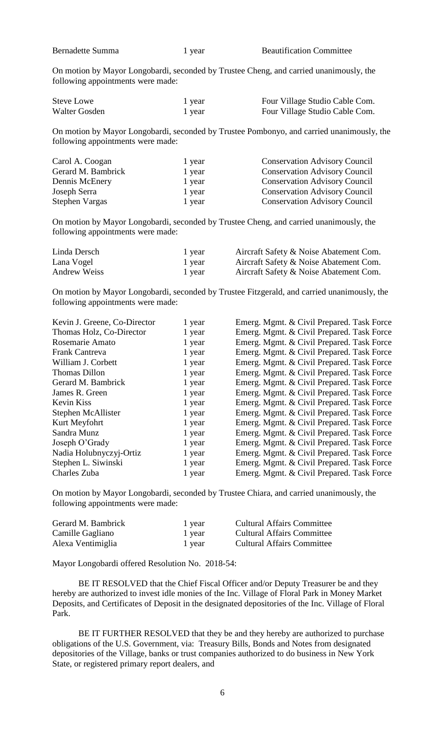| | | |
|---|---|---|
| Bernadette Summa | 1 year | Beautification Committee |

On motion by Mayor Longobardi, seconded by Trustee Cheng, and carried unanimously, the following appointments were made:

| | | |
|---|---|---|
| Steve Lowe | 1 year | Four Village Studio Cable Com. |
| Walter Gosden | 1 year | Four Village Studio Cable Com. |

On motion by Mayor Longobardi, seconded by Trustee Pombonyo, and carried unanimously, the following appointments were made:

| | | |
|---|---|---|
| Carol A. Coogan | 1 year | Conservation Advisory Council |
| Gerard M. Bambrick | 1 year | Conservation Advisory Council |
| Dennis McEnery | 1 year | Conservation Advisory Council |
| Joseph Serra | 1 year | Conservation Advisory Council |
| Stephen Vargas | 1 year | Conservation Advisory Council |

On motion by Mayor Longobardi, seconded by Trustee Cheng, and carried unanimously, the following appointments were made:

| | | |
|---|---|---|
| Linda Dersch | 1 year | Aircraft Safety & Noise Abatement Com. |
| Lana Vogel | 1 year | Aircraft Safety & Noise Abatement Com. |
| Andrew Weiss | 1 year | Aircraft Safety & Noise Abatement Com. |

On motion by Mayor Longobardi, seconded by Trustee Fitzgerald, and carried unanimously, the following appointments were made:

| | | |
|---|---|---|
| Kevin J. Greene, Co-Director | 1 year | Emerg. Mgmt. & Civil Prepared. Task Force |
| Thomas Holz, Co-Director | 1 year | Emerg. Mgmt. & Civil Prepared. Task Force |
| Rosemarie Amato | 1 year | Emerg. Mgmt. & Civil Prepared. Task Force |
| Frank Cantreva | 1 year | Emerg. Mgmt. & Civil Prepared. Task Force |
| William J. Corbett | 1 year | Emerg. Mgmt. & Civil Prepared. Task Force |
| Thomas Dillon | 1 year | Emerg. Mgmt. & Civil Prepared. Task Force |
| Gerard M. Bambrick | 1 year | Emerg. Mgmt. & Civil Prepared. Task Force |
| James R. Green | 1 year | Emerg. Mgmt. & Civil Prepared. Task Force |
| Kevin Kiss | 1 year | Emerg. Mgmt. & Civil Prepared. Task Force |
| Stephen McAllister | 1 year | Emerg. Mgmt. & Civil Prepared. Task Force |
| Kurt Meyfohrt | 1 year | Emerg. Mgmt. & Civil Prepared. Task Force |
| Sandra Munz | 1 year | Emerg. Mgmt. & Civil Prepared. Task Force |
| Joseph O'Grady | 1 year | Emerg. Mgmt. & Civil Prepared. Task Force |
| Nadia Holubnyczyj-Ortiz | 1 year | Emerg. Mgmt. & Civil Prepared. Task Force |
| Stephen L. Siwinski | 1 year | Emerg. Mgmt. & Civil Prepared. Task Force |
| Charles Zuba | 1 year | Emerg. Mgmt. & Civil Prepared. Task Force |

On motion by Mayor Longobardi, seconded by Trustee Chiara, and carried unanimously, the following appointments were made:

| | | |
|---|---|---|
| Gerard M. Bambrick | 1 year | Cultural Affairs Committee |
| Camille Gagliano | 1 year | Cultural Affairs Committee |
| Alexa Ventimiglia | 1 year | Cultural Affairs Committee |

Mayor Longobardi offered Resolution No. 2018-54:

BE IT RESOLVED that the Chief Fiscal Officer and/or Deputy Treasurer be and they hereby are authorized to invest idle monies of the Inc. Village of Floral Park in Money Market Deposits, and Certificates of Deposit in the designated depositories of the Inc. Village of Floral Park.

BE IT FURTHER RESOLVED that they be and they hereby are authorized to purchase obligations of the U.S. Government, via: Treasury Bills, Bonds and Notes from designated depositories of the Village, banks or trust companies authorized to do business in New York State, or registered primary report dealers, and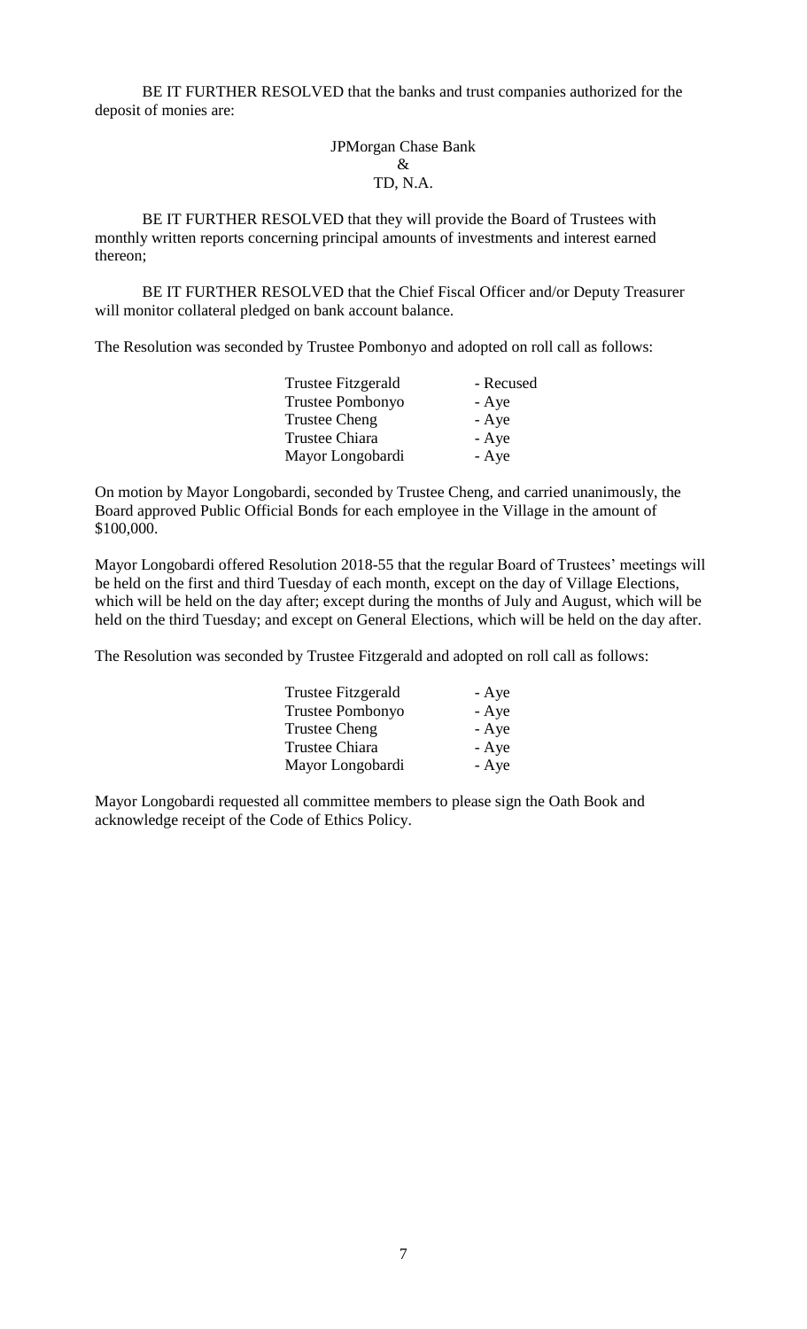BE IT FURTHER RESOLVED that the banks and trust companies authorized for the deposit of monies are:

JPMorgan Chase Bank
&
TD, N.A.

BE IT FURTHER RESOLVED that they will provide the Board of Trustees with monthly written reports concerning principal amounts of investments and interest earned thereon;

BE IT FURTHER RESOLVED that the Chief Fiscal Officer and/or Deputy Treasurer will monitor collateral pledged on bank account balance.

The Resolution was seconded by Trustee Pombonyo and adopted on roll call as follows:

| | |
|---|---|
| Trustee Fitzgerald | - Recused |
| Trustee Pombonyo | - Aye |
| Trustee Cheng | - Aye |
| Trustee Chiara | - Aye |
| Mayor Longobardi | - Aye |

On motion by Mayor Longobardi, seconded by Trustee Cheng, and carried unanimously, the Board approved Public Official Bonds for each employee in the Village in the amount of $100,000.

Mayor Longobardi offered Resolution 2018-55 that the regular Board of Trustees' meetings will be held on the first and third Tuesday of each month, except on the day of Village Elections, which will be held on the day after; except during the months of July and August, which will be held on the third Tuesday; and except on General Elections, which will be held on the day after.

The Resolution was seconded by Trustee Fitzgerald and adopted on roll call as follows:

| | |
|---|---|
| Trustee Fitzgerald | - Aye |
| Trustee Pombonyo | - Aye |
| Trustee Cheng | - Aye |
| Trustee Chiara | - Aye |
| Mayor Longobardi | - Aye |

Mayor Longobardi requested all committee members to please sign the Oath Book and acknowledge receipt of the Code of Ethics Policy.